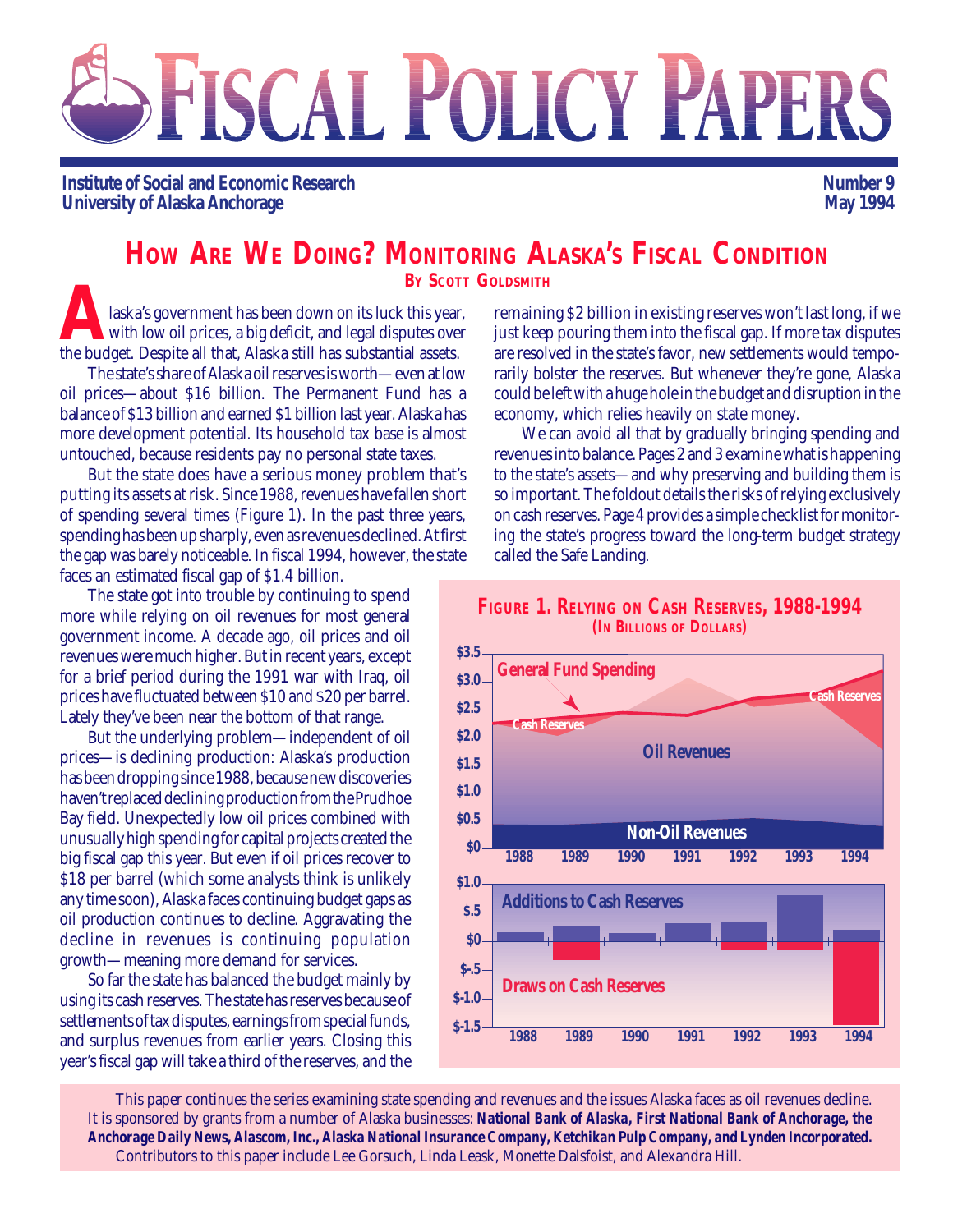# FISCAL POLICY PAPERS

**Institute of Social and Economic Research**
**University of Alaska Anchorage**

**Number 9**
**May 1994**

## HOW ARE WE DOING? MONITORING ALASKA'S FISCAL CONDITION

**BY SCOTT GOLDSMITH**

Alaska's government has been down on its luck this year, with low oil prices, a big deficit, and legal disputes over the budget. Despite all that, Alaska still has substantial assets.

The state's share of Alaska oil reserves is worth—even at low oil prices—about $16 billion. The Permanent Fund has a balance of $13 billion and earned $1 billion last year. Alaska has more development potential. Its household tax base is almost untouched, because residents pay no personal state taxes.

But the state does have a serious money problem that's putting its assets at risk. Since 1988, revenues have fallen short of spending several times (Figure 1). In the past three years, spending has been up sharply, even as revenues declined. At first the gap was barely noticeable. In fiscal 1994, however, the state faces an estimated fiscal gap of $1.4 billion.

The state got into trouble by continuing to spend more while relying on oil revenues for most general government income. A decade ago, oil prices and oil revenues were much higher. But in recent years, except for a brief period during the 1991 war with Iraq, oil prices have fluctuated between $10 and $20 per barrel. Lately they've been near the bottom of that range.

But the underlying problem—independent of oil prices—is declining production: Alaska's production has been dropping since 1988, because new discoveries haven't replaced declining production from the Prudhoe Bay field. Unexpectedly low oil prices combined with unusually high spending for capital projects created the big fiscal gap this year. But even if oil prices recover to $18 per barrel (which some analysts think is unlikely any time soon), Alaska faces continuing budget gaps as oil production continues to decline. Aggravating the decline in revenues is continuing population growth—meaning more demand for services.

So far the state has balanced the budget mainly by using its cash reserves. The state has reserves because of settlements of tax disputes, earnings from special funds, and surplus revenues from earlier years. Closing this year's fiscal gap will take a third of the reserves, and the remaining $2 billion in existing reserves won't last long, if we just keep pouring them into the fiscal gap. If more tax disputes are resolved in the state's favor, new settlements would temporarily bolster the reserves. But whenever they're gone, Alaska could be left with a huge hole in the budget and disruption in the economy, which relies heavily on state money.

We can avoid all that by gradually bringing spending and revenues into balance. Pages 2 and 3 examine what is happening to the state's assets—and why preserving and building them is so important. The foldout details the risks of relying exclusively on cash reserves. Page 4 provides a simple checklist for monitoring the state's progress toward the long-term budget strategy called the Safe Landing.

**FIGURE 1. RELYING ON CASH RESERVES, 1988-1994**
**(IN BILLIONS OF DOLLARS)**

This paper continues the series examining state spending and revenues and the issues Alaska faces as oil revenues decline. It is sponsored by grants from a number of Alaska businesses: **National Bank of Alaska, First National Bank of Anchorage, the Anchorage Daily News, Alascom, Inc., Alaska National Insurance Company, Ketchikan Pulp Company, and Lynden Incorporated.**

Contributors to this paper include Lee Gorsuch, Linda Leask, Monette Dalsfoist, and Alexandra Hill.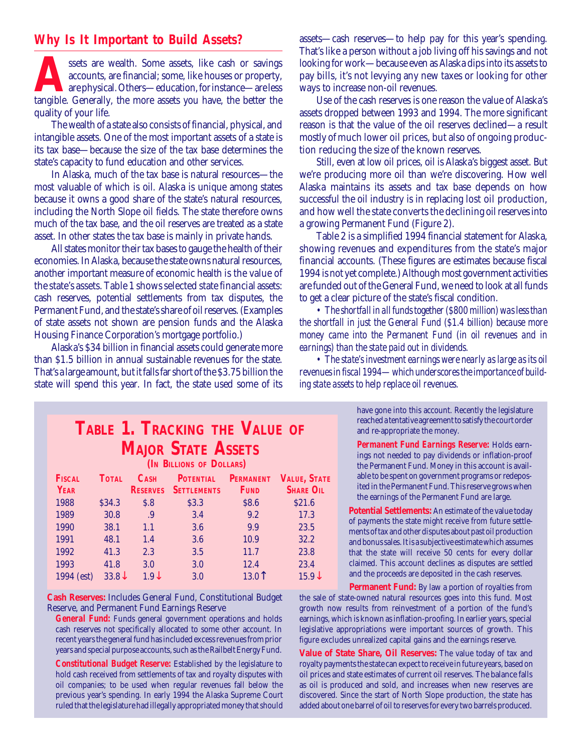## Why Is It Important to Build Assets?

Assets are wealth. Some assets, like cash or savings accounts, are financial; some, like houses or property, are physical. Others—education, for instance—are less tangible. Generally, the more assets you have, the better the quality of your life.

The wealth of a state also consists of financial, physical, and intangible assets. One of the most important assets of a state is its tax base—because the size of the tax base determines the state's capacity to fund education and other services.

In Alaska, much of the tax base is natural resources—the most valuable of which is oil. Alaska is unique among states because it owns a good share of the state's natural resources, including the North Slope oil fields. The state therefore owns much of the tax base, and the oil reserves are treated as a state asset. In other states the tax base is mainly in private hands.

All states monitor their tax bases to gauge the health of their economies. In Alaska, because the state owns natural resources, another important measure of economic health is the value of the state's assets. Table 1 shows selected state financial assets: cash reserves, potential settlements from tax disputes, the Permanent Fund, and the state's share of oil reserves. (Examples of state assets not shown are pension funds and the Alaska Housing Finance Corporation's mortgage portfolio.)

Alaska's $34 billion in financial assets could generate more than $1.5 billion in annual sustainable revenues for the state. That's a large amount, but it falls far short of the $3.75 billion the state will spend this year. In fact, the state used some of its assets—cash reserves—to help pay for this year's spending. That's like a person without a job living off his savings and not looking for work—because even as Alaska dips into its assets to pay bills, it's not levying any new taxes or looking for other ways to increase non-oil revenues.

Use of the cash reserves is one reason the value of Alaska's assets dropped between 1993 and 1994. The more significant reason is that the value of the oil reserves declined—a result mostly of much lower oil prices, but also of ongoing production reducing the size of the known reserves.

Still, even at low oil prices, oil is Alaska's biggest asset. But we're producing more oil than we're discovering. How well Alaska maintains its assets and tax base depends on how successful the oil industry is in replacing lost oil production, and how well the state converts the declining oil reserves into a growing Permanent Fund (Figure 2).

Table 2 is a simplified 1994 financial statement for Alaska, showing revenues and expenditures from the state's major financial accounts. (These figures are estimates because fiscal 1994 is not yet complete.) Although most government activities are funded out of the General Fund, we need to look at all funds to get a clear picture of the state's fiscal condition.

- *The shortfall in all funds together ($800 million) was less than the shortfall in just the General Fund ($1.4 billion) because more money came into the Permanent Fund (in oil revenues and in earnings) than the state paid out in dividends.*
- *The state's investment earnings were nearly as large as its oil revenues in fiscal 1994—which underscores the importance of building state assets to help replace oil revenues.*

### Table 1. Tracking the Value of Major State Assets

(In Billions of Dollars)

| Fiscal Year | Total | Cash Reserves | Potential Settlements | Permanent Fund | Value, State Share Oil |
|---|---|---|---|---|---|
| 1988 | $34.3 | $.8 | $3.3 | $8.6 | $21.6 |
| 1989 | 30.8 | .9 | 3.4 | 9.2 | 17.3 |
| 1990 | 38.1 | 1.1 | 3.6 | 9.9 | 23.5 |
| 1991 | 48.1 | 1.4 | 3.6 | 10.9 | 32.2 |
| 1992 | 41.3 | 2.3 | 3.5 | 11.7 | 23.8 |
| 1993 | 41.8 | 3.0 | 3.0 | 12.4 | 23.4 |
| 1994 (est) | 33.8↓ | 1.9↓ | 3.0 | 13.0↑ | 15.9↓ |

**Cash Reserves:** Includes General Fund, Constitutional Budget Reserve, and Permanent Fund Earnings Reserve

**General Fund:** Funds general government operations and holds cash reserves not specifically allocated to some other account. In recent years the general fund has included excess revenues from prior years and special purpose accounts, such as the Railbelt Energy Fund.

**Constitutional Budget Reserve:** Established by the legislature to hold cash received from settlements of tax and royalty disputes with oil companies; to be used when regular revenues fall below the previous year's spending. In early 1994 the Alaska Supreme Court ruled that the legislature had illegally appropriated money that should have gone into this account. Recently the legislature reached a tentative agreement to satisfy the court order and re-appropriate the money.

**Permanent Fund Earnings Reserve:** Holds earnings not needed to pay dividends or inflation-proof the Permanent Fund. Money in this account is available to be spent on government programs or redeposited in the Permanent Fund. This reserve grows when the earnings of the Permanent Fund are large.

**Potential Settlements:** An estimate of the value today of payments the state might receive from future settlements of tax and other disputes about past oil production and bonus sales. It is a subjective estimate which assumes that the state will receive 50 cents for every dollar claimed. This account declines as disputes are settled and the proceeds are deposited in the cash reserves.

**Permanent Fund:** By law a portion of royalties from the sale of state-owned natural resources goes into this fund. Most growth now results from reinvestment of a portion of the fund's earnings, which is known as inflation-proofing. In earlier years, special legislative appropriations were important sources of growth. This figure excludes unrealized capital gains and the earnings reserve.

**Value of State Share, Oil Reserves:** The value today of tax and royalty payments the state can expect to receive in future years, based on oil prices and state estimates of current oil reserves. The balance falls as oil is produced and sold, and increases when new reserves are discovered. Since the start of North Slope production, the state has added about one barrel of oil to reserves for every two barrels produced.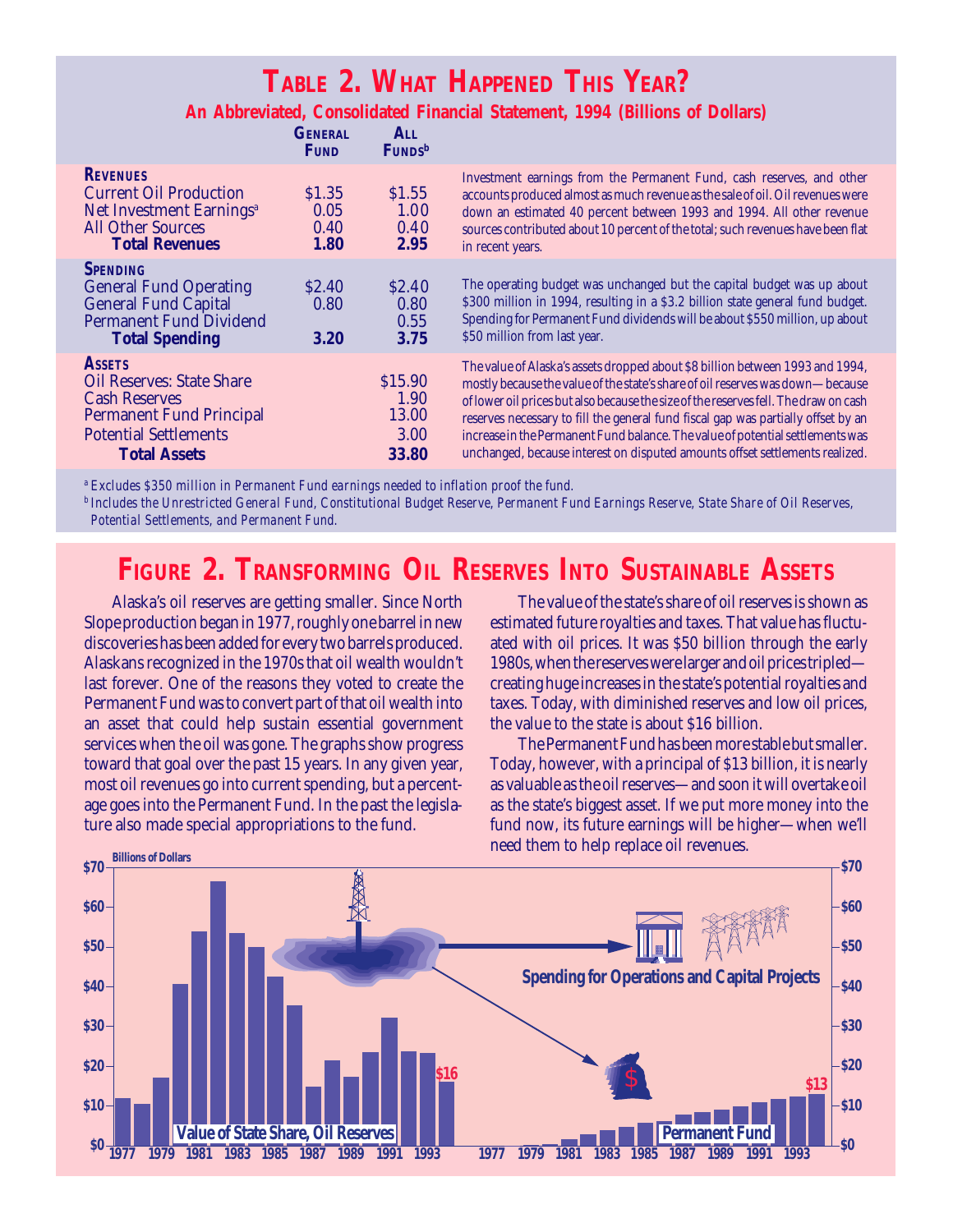## Table 2. What Happened This Year?

**An Abbreviated, Consolidated Financial Statement, 1994 (Billions of Dollars)**

| | General Fund | All Funds[b] | |
|---|---|---|---|
| **Revenues** | | | Investment earnings from the Permanent Fund, cash reserves, and other accounts produced almost as much revenue as the sale of oil. Oil revenues were down an estimated 40 percent between 1993 and 1994. All other revenue sources contributed about 10 percent of the total; such revenues have been flat in recent years. |
| Current Oil Production | $1.35 | $1.55 | |
| Net Investment Earnings[a] | 0.05 | 1.00 | |
| All Other Sources | 0.40 | 0.40 | |
| **Total Revenues** | **1.80** | **2.95** | |
| **Spending** | | | The operating budget was unchanged but the capital budget was up about $300 million in 1994, resulting in a $3.2 billion state general fund budget. Spending for Permanent Fund dividends will be about $550 million, up about $50 million from last year. |
| General Fund Operating | $2.40 | $2.40 | |
| General Fund Capital | 0.80 | 0.80 | |
| Permanent Fund Dividend | | 0.55 | |
| **Total Spending** | **3.20** | **3.75** | |
| **Assets** | | | The value of Alaska's assets dropped about $8 billion between 1993 and 1994, mostly because the value of the state's share of oil reserves was down—because of lower oil prices but also because the size of the reserves fell. The draw on cash reserves necessary to fill the general fund fiscal gap was partially offset by an increase in the Permanent Fund balance. The value of potential settlements was unchanged, because interest on disputed amounts offset settlements realized. |
| Oil Reserves: State Share | | $15.90 | |
| Cash Reserves | | 1.90 | |
| Permanent Fund Principal | | 13.00 | |
| Potential Settlements | | 3.00 | |
| **Total Assets** | | **33.80** | |

[a] *Excludes $350 million in Permanent Fund earnings needed to inflation proof the fund.*

[b] *Includes the Unrestricted General Fund, Constitutional Budget Reserve, Permanent Fund Earnings Reserve, State Share of Oil Reserves, Potential Settlements, and Permanent Fund.*

## Figure 2. Transforming Oil Reserves Into Sustainable Assets

Alaska's oil reserves are getting smaller. Since North Slope production began in 1977, roughly one barrel in new discoveries has been added for every two barrels produced. Alaskans recognized in the 1970s that oil wealth wouldn't last forever. One of the reasons they voted to create the Permanent Fund was to convert part of that oil wealth into an asset that could help sustain essential government services when the oil was gone. The graphs show progress toward that goal over the past 15 years. In any given year, most oil revenues go into current spending, but a percentage goes into the Permanent Fund. In the past the legislature also made special appropriations to the fund.

The value of the state's share of oil reserves is shown as estimated future royalties and taxes. That value has fluctuated with oil prices. It was $50 billion through the early 1980s, when the reserves were larger and oil prices tripled—creating huge increases in the state's potential royalties and taxes. Today, with diminished reserves and low oil prices, the value to the state is about $16 billion.

The Permanent Fund has been more stable but smaller. Today, however, with a principal of $13 billion, it is nearly as valuable as the oil reserves—and soon it will overtake oil as the state's biggest asset. If we put more money into the fund now, its future earnings will be higher—when we'll need them to help replace oil revenues.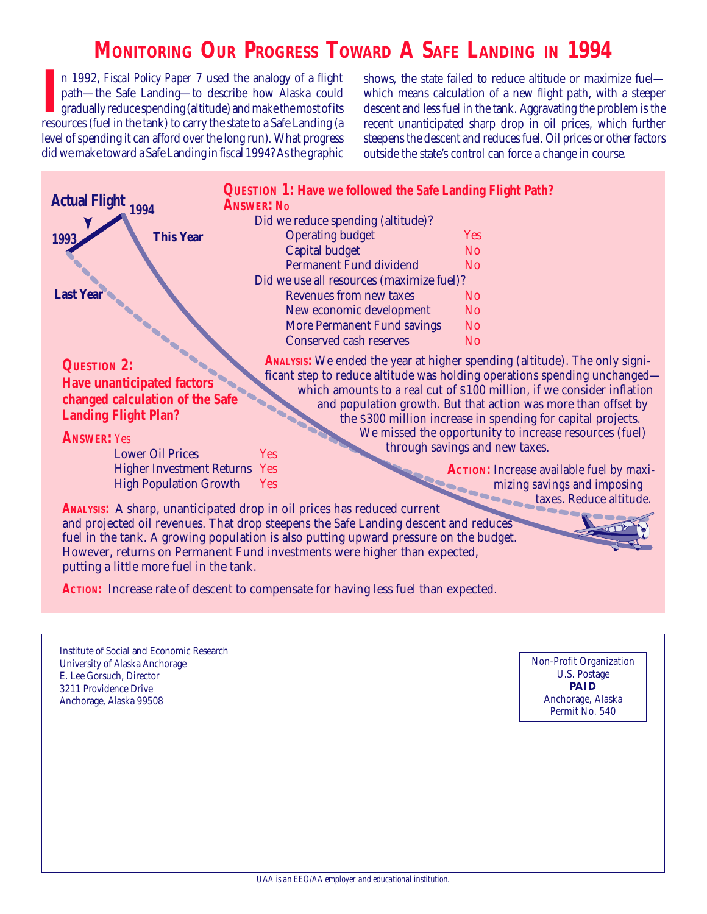# Monitoring Our Progress Toward A Safe Landing in 1994

In 1992, *Fiscal Policy Paper* 7 used the analogy of a flight path—the Safe Landing—to describe how Alaska could gradually reduce spending (altitude) and make the most of its resources (fuel in the tank) to carry the state to a Safe Landing (a level of spending it can afford over the long run). What progress did we make toward a Safe Landing in fiscal 1994? As the graphic shows, the state failed to reduce altitude or maximize fuel—which means calculation of a new flight path, with a steeper descent and less fuel in the tank. Aggravating the problem is the recent unanticipated sharp drop in oil prices, which further steepens the descent and reduces fuel. Oil prices or other factors outside the state's control can force a change in course.

Actual Flight
1993
1994
This Year
Last Year

**Question 1: Have we followed the Safe Landing Flight Path?**
**Answer: No**

Did we reduce spending (altitude)?

| | |
|---|---|
| Operating budget | Yes |
| Capital budget | No |
| Permanent Fund dividend | No |

Did we use all resources (maximize fuel)?

| | |
|---|---|
| Revenues from new taxes | No |
| New economic development | No |
| More Permanent Fund savings | No |
| Conserved cash reserves | No |

**Analysis:** We ended the year at higher spending (altitude). The only significant step to reduce altitude was holding operations spending unchanged—which amounts to a real cut of $100 million, if we consider inflation and population growth. But that action was more than offset by the $300 million increase in spending for capital projects. We missed the opportunity to increase resources (fuel) through savings and new taxes.

**Action:** Increase available fuel by maximizing savings and imposing taxes. Reduce altitude.

**Question 2: Have unanticipated factors changed calculation of the Safe Landing Flight Plan?**

**Answer:** Yes

| | |
|---|---|
| Lower Oil Prices | Yes |
| Higher Investment Returns | Yes |
| High Population Growth | Yes |

**Analysis:** A sharp, unanticipated drop in oil prices has reduced current and projected oil revenues. That drop steepens the Safe Landing descent and reduces fuel in the tank. A growing population is also putting upward pressure on the budget. However, returns on Permanent Fund investments were higher than expected, putting a little more fuel in the tank.

**Action:** Increase rate of descent to compensate for having less fuel than expected.

Institute of Social and Economic Research
University of Alaska Anchorage
E. Lee Gorsuch, Director
3211 Providence Drive
Anchorage, Alaska 99508

Non-Profit Organization
U.S. Postage
**PAID**
Anchorage, Alaska
Permit No. 540

*UAA is an EEO/AA employer and educational institution.*